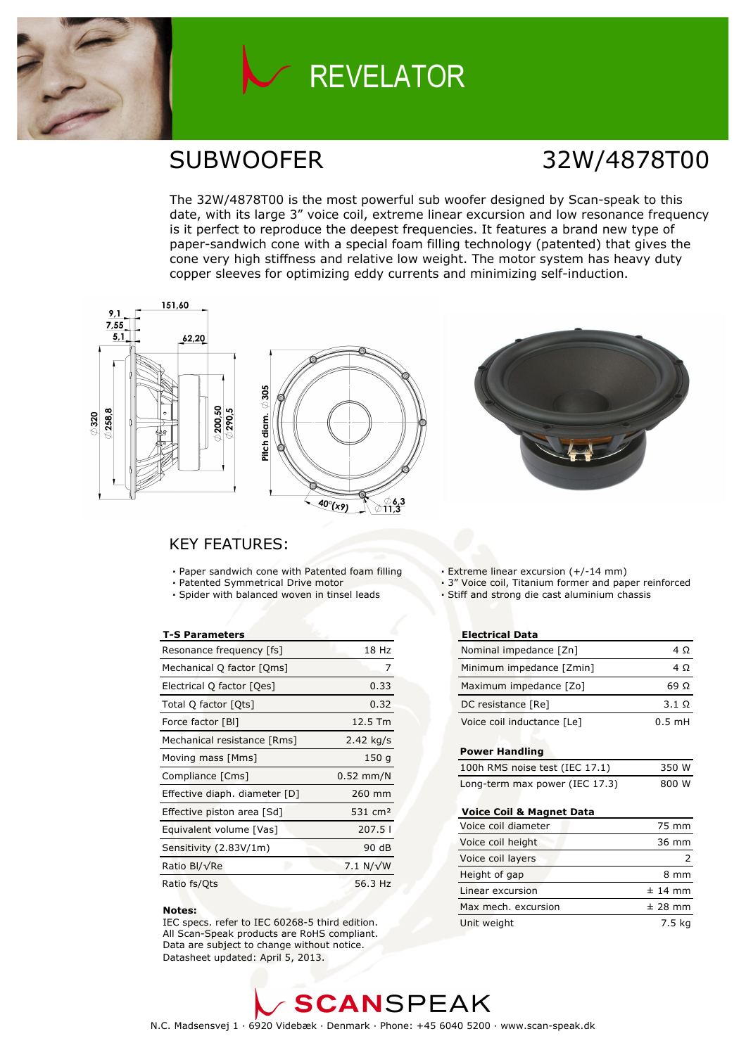# REVELATOR

## SUBWOOFER

## 32W/4878T00

The 32W/4878T00 is the most powerful sub woofer designed by Scan-speak to this date, with its large 3” voice coil, extreme linear excursion and low resonance frequency is it perfect to reproduce the deepest frequencies. It features a brand new type of paper-sandwich cone with a special foam filling technology (patented) that gives the cone very high stiffness and relative low weight. The motor system has heavy duty copper sleeves for optimizing eddy currents and minimizing self-induction.

## KEY FEATURES:

- Paper sandwich cone with Patented foam filling
- Patented Symmetrical Drive motor
- Spider with balanced woven in tinsel leads
- Extreme linear excursion (+/-14 mm)
- 3” Voice coil, Titanium former and paper reinforced
- Stiff and strong die cast aluminium chassis

| T-S Parameters | |
|---|---|
| Resonance frequency [fs] | 18 Hz |
| Mechanical Q factor [Qms] | 7 |
| Electrical Q factor [Qes] | 0.33 |
| Total Q factor [Qts] | 0.32 |
| Force factor [Bl] | 12.5 Tm |
| Mechanical resistance [Rms] | 2.42 kg/s |
| Moving mass [Mms] | 150 g |
| Compliance [Cms] | 0.52 mm/N |
| Effective diaph. diameter [D] | 260 mm |
| Effective piston area [Sd] | 531 cm² |
| Equivalent volume [Vas] | 207.5 l |
| Sensitivity (2.83V/1m) | 90 dB |
| Ratio Bl/√Re | 7.1 N/√W |
| Ratio fs/Qts | 56.3 Hz |

**Notes:**
IEC specs. refer to IEC 60268-5 third edition.
All Scan-Speak products are RoHS compliant.
Data are subject to change without notice.
Datasheet updated: April 5, 2013.

| Electrical Data | |
|---|---|
| Nominal impedance [Zn] | 4 Ω |
| Minimum impedance [Zmin] | 4 Ω |
| Maximum impedance [Zo] | 69 Ω |
| DC resistance [Re] | 3.1 Ω |
| Voice coil inductance [Le] | 0.5 mH |

| Power Handling | |
|---|---|
| 100h RMS noise test (IEC 17.1) | 350 W |
| Long-term max power (IEC 17.3) | 800 W |

| Voice Coil & Magnet Data | |
|---|---|
| Voice coil diameter | 75 mm |
| Voice coil height | 36 mm |
| Voice coil layers | 2 |
| Height of gap | 8 mm |
| Linear excursion | ± 14 mm |
| Max mech. excursion | ± 28 mm |
| Unit weight | 7.5 kg |

SCANSPEAK

N.C. Madsensvej 1 · 6920 Videbæk · Denmark · Phone: +45 6040 5200 · www.scan-speak.dk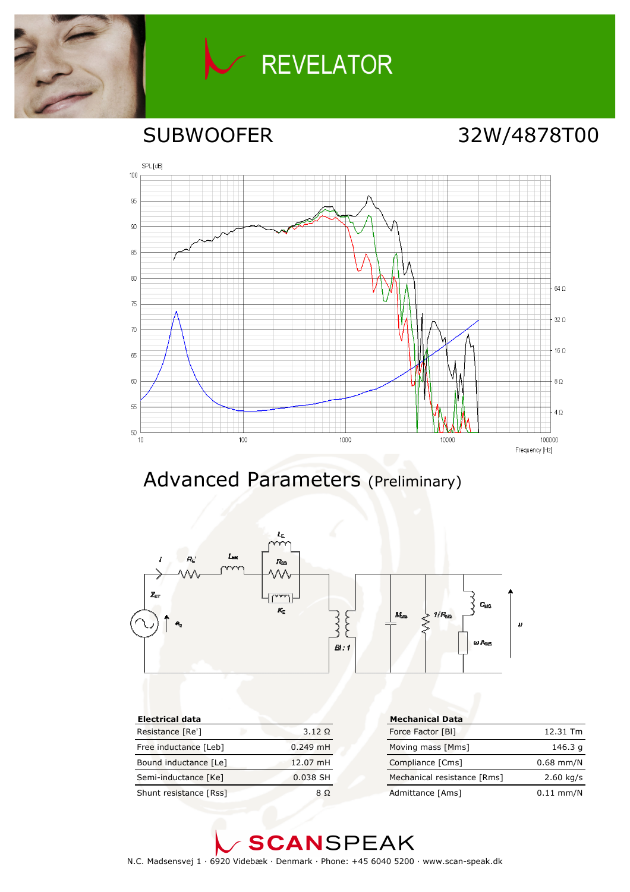# REVELATOR

## SUBWOOFER

## 32W/4878T00

SPL [dB]

100
95
90
85
80
75
70
65
60
55
50

64 Ω
32 Ω
16 Ω
8 Ω
4 Ω

10
100
1000
10000
100000

Frequency [Hz]

## Advanced Parameters (Preliminary)

$L_E$ $R_E'$ $L_{EB}$ $R_{SS}$ $K_E$ $i$ $Z_{ET}$ $e_g$ $Bl : 1$ $M_{MS}$ $1/R_{MS}$ $C_{MS}$ $\omega A_{MS}$ $u$

| Electrical data | |
|---|---|
| Resistance [Re'] | 3.12 Ω |
| Free inductance [Leb] | 0.249 mH |
| Bound inductance [Le] | 12.07 mH |
| Semi-inductance [Ke] | 0.038 SH |
| Shunt resistance [Rss] | 8 Ω |

| Mechanical Data | |
|---|---|
| Force Factor [Bl] | 12.31 Tm |
| Moving mass [Mms] | 146.3 g |
| Compliance [Cms] | 0.68 mm/N |
| Mechanical resistance [Rms] | 2.60 kg/s |
| Admittance [Ams] | 0.11 mm/N |

SCANSPEAK

N.C. Madsensvej 1 · 6920 Videbæk · Denmark · Phone: +45 6040 5200 · www.scan-speak.dk